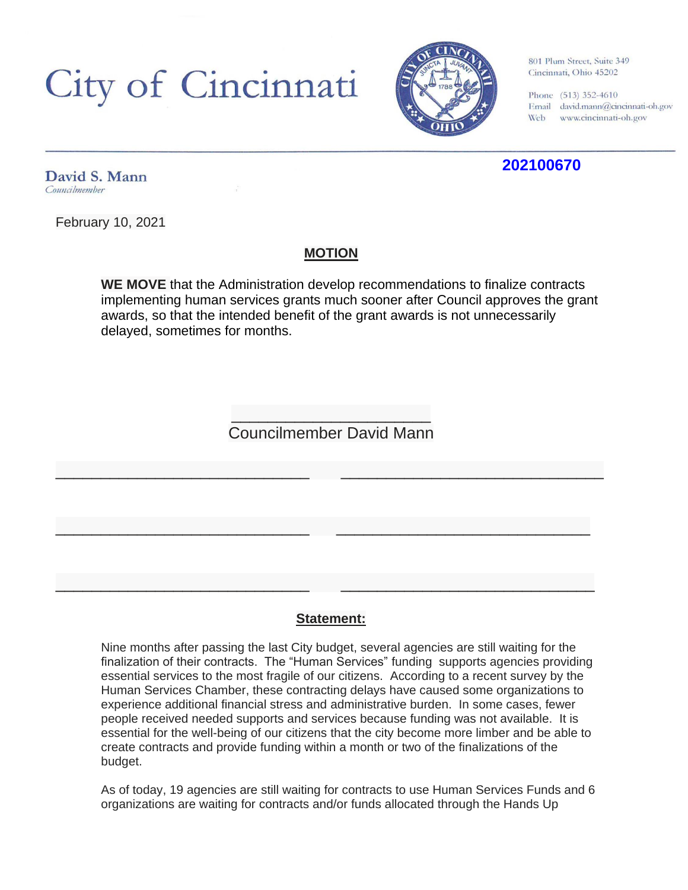# City of Cincinnati

801 Plum Street, Suite 349
Cincinnati, Ohio 45202

Phone (513) 352-4610
Email david.mann@cincinnati-oh.gov
Web www.cincinnati-oh.gov

**202100670**

**David S. Mann**
*Councilmember*

February 10, 2021

## MOTION

**WE MOVE** that the Administration develop recommendations to finalize contracts implementing human services grants much sooner after Council approves the grant awards, so that the intended benefit of the grant awards is not unnecessarily delayed, sometimes for months.

\_\_\_\_\_\_\_\_\_\_\_\_\_\_\_\_\_\_\_\_\_\_\_\_
Councilmember David Mann

\_\_\_\_\_\_\_\_\_\_\_\_\_\_\_\_\_\_\_\_\_\_\_\_ \_\_\_\_\_\_\_\_\_\_\_\_\_\_\_\_\_\_\_\_\_\_\_\_

\_\_\_\_\_\_\_\_\_\_\_\_\_\_\_\_\_\_\_\_\_\_\_\_ \_\_\_\_\_\_\_\_\_\_\_\_\_\_\_\_\_\_\_\_\_\_\_\_

\_\_\_\_\_\_\_\_\_\_\_\_\_\_\_\_\_\_\_\_\_\_\_\_ \_\_\_\_\_\_\_\_\_\_\_\_\_\_\_\_\_\_\_\_\_\_\_\_

## Statement:

Nine months after passing the last City budget, several agencies are still waiting for the finalization of their contracts. The "Human Services" funding supports agencies providing essential services to the most fragile of our citizens. According to a recent survey by the Human Services Chamber, these contracting delays have caused some organizations to experience additional financial stress and administrative burden. In some cases, fewer people received needed supports and services because funding was not available. It is essential for the well-being of our citizens that the city become more limber and be able to create contracts and provide funding within a month or two of the finalizations of the budget.

As of today, 19 agencies are still waiting for contracts to use Human Services Funds and 6 organizations are waiting for contracts and/or funds allocated through the Hands Up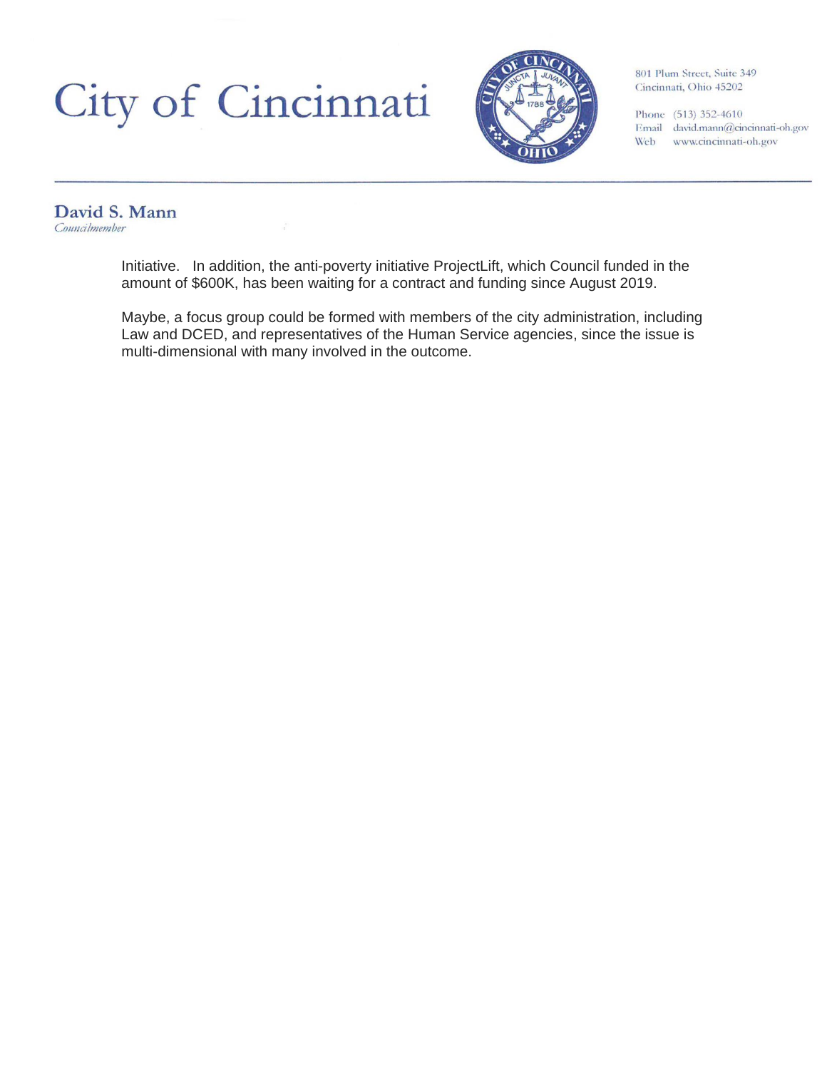# City of Cincinnati

801 Plum Street, Suite 349
Cincinnati, Ohio 45202

Phone (513) 352-4610
Email david.mann@cincinnati-oh.gov
Web www.cincinnati-oh.gov

**David S. Mann**
*Councilmember*

Initiative. In addition, the anti-poverty initiative ProjectLift, which Council funded in the amount of $600K, has been waiting for a contract and funding since August 2019.

Maybe, a focus group could be formed with members of the city administration, including Law and DCED, and representatives of the Human Service agencies, since the issue is multi-dimensional with many involved in the outcome.